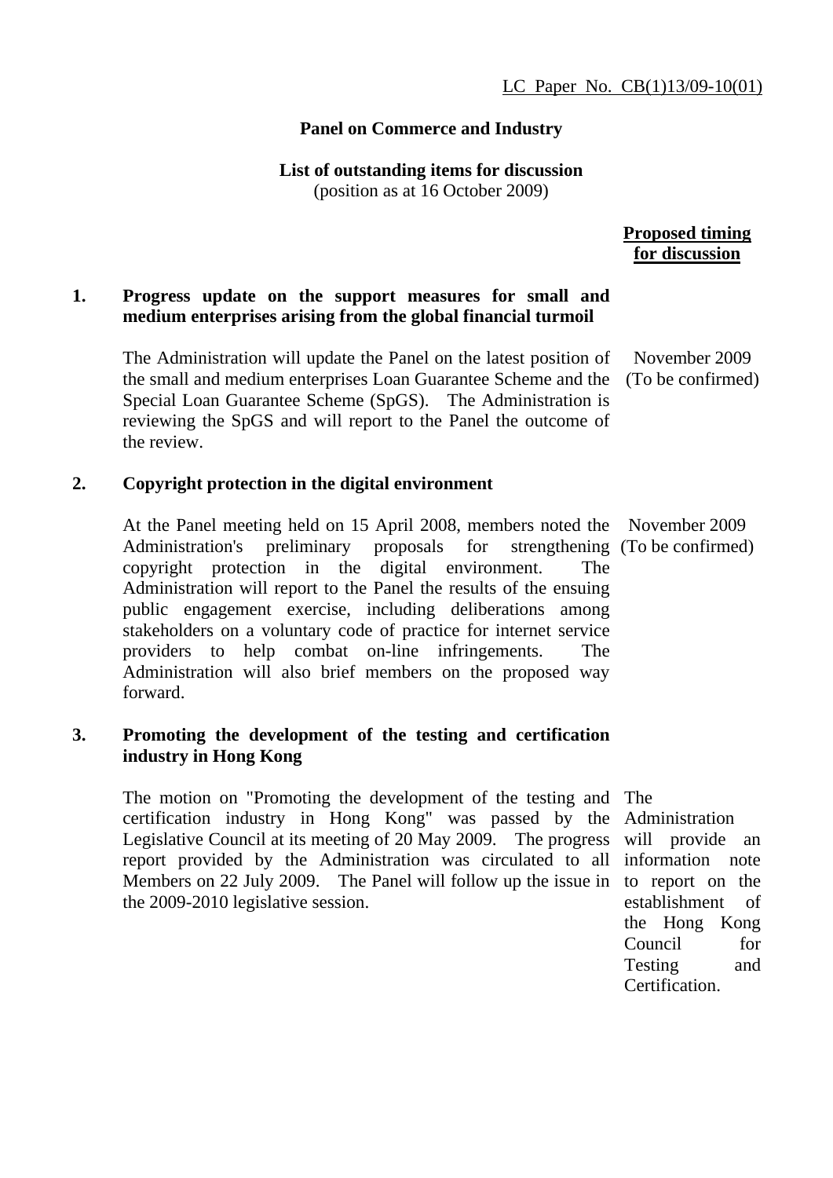LC Paper No. CB(1)13/09-10(01)

**Panel on Commerce and Industry**

**List of outstanding items for discussion**
(position as at 16 October 2009)

| | | Proposed timing for discussion |
|---|---|---|
| **1.** | **Progress update on the support measures for small and medium enterprises arising from the global financial turmoil** | |
| | The Administration will update the Panel on the latest position of the small and medium enterprises Loan Guarantee Scheme and the Special Loan Guarantee Scheme (SpGS). The Administration is reviewing the SpGS and will report to the Panel the outcome of the review. | November 2009 (To be confirmed) |
| **2.** | **Copyright protection in the digital environment** | |
| | At the Panel meeting held on 15 April 2008, members noted the Administration's preliminary proposals for strengthening copyright protection in the digital environment. The Administration will report to the Panel the results of the ensuing public engagement exercise, including deliberations among stakeholders on a voluntary code of practice for internet service providers to help combat on-line infringements. The Administration will also brief members on the proposed way forward. | November 2009 (To be confirmed) |
| **3.** | **Promoting the development of the testing and certification industry in Hong Kong** | |
| | The motion on "Promoting the development of the testing and certification industry in Hong Kong" was passed by the Legislative Council at its meeting of 20 May 2009. The progress report provided by the Administration was circulated to all Members on 22 July 2009. The Panel will follow up the issue in the 2009-2010 legislative session. | The Administration will provide an information note to report on the establishment of the Hong Kong Council for Testing and Certification. |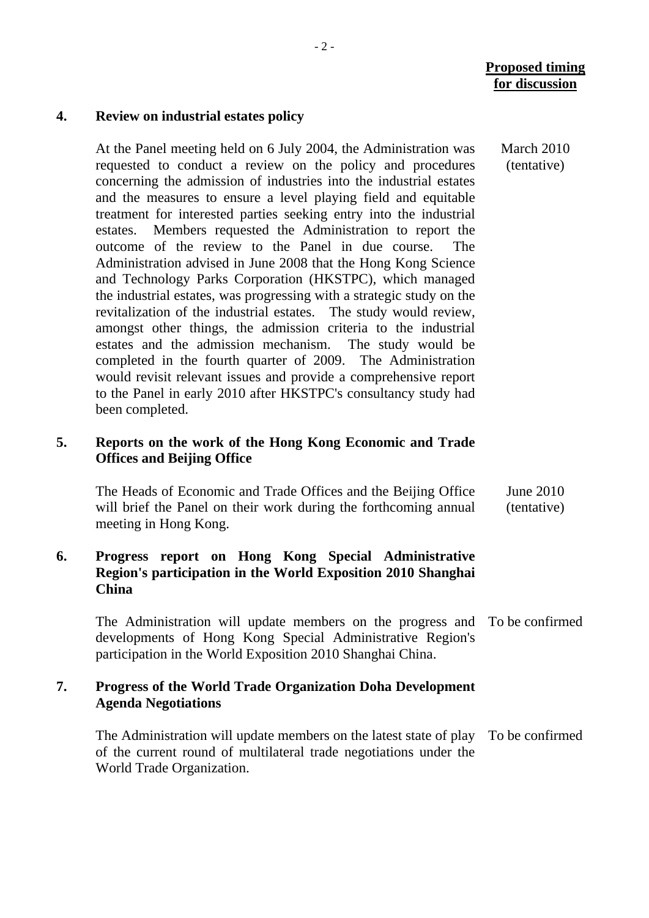**Proposed timing for discussion**

**4. Review on industrial estates policy**

At the Panel meeting held on 6 July 2004, the Administration was requested to conduct a review on the policy and procedures concerning the admission of industries into the industrial estates and the measures to ensure a level playing field and equitable treatment for interested parties seeking entry into the industrial estates. Members requested the Administration to report the outcome of the review to the Panel in due course. The Administration advised in June 2008 that the Hong Kong Science and Technology Parks Corporation (HKSTPC), which managed the industrial estates, was progressing with a strategic study on the revitalization of the industrial estates. The study would review, amongst other things, the admission criteria to the industrial estates and the admission mechanism. The study would be completed in the fourth quarter of 2009. The Administration would revisit relevant issues and provide a comprehensive report to the Panel in early 2010 after HKSTPC's consultancy study had been completed.

March 2010 (tentative)

**5. Reports on the work of the Hong Kong Economic and Trade Offices and Beijing Office**

The Heads of Economic and Trade Offices and the Beijing Office will brief the Panel on their work during the forthcoming annual meeting in Hong Kong.

June 2010 (tentative)

**6. Progress report on Hong Kong Special Administrative Region's participation in the World Exposition 2010 Shanghai China**

The Administration will update members on the progress and developments of Hong Kong Special Administrative Region's participation in the World Exposition 2010 Shanghai China.

To be confirmed

**7. Progress of the World Trade Organization Doha Development Agenda Negotiations**

The Administration will update members on the latest state of play of the current round of multilateral trade negotiations under the World Trade Organization.

To be confirmed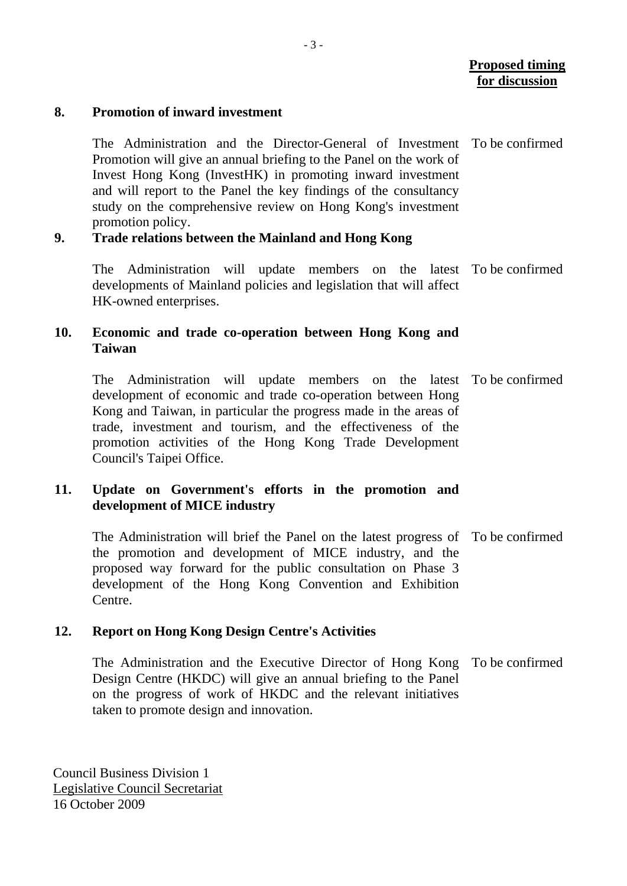**Proposed timing for discussion**

**8. Promotion of inward investment**

The Administration and the Director-General of Investment Promotion will give an annual briefing to the Panel on the work of Invest Hong Kong (InvestHK) in promoting inward investment and will report to the Panel the key findings of the consultancy study on the comprehensive review on Hong Kong's investment promotion policy. — To be confirmed

**9. Trade relations between the Mainland and Hong Kong**

The Administration will update members on the latest developments of Mainland policies and legislation that will affect HK-owned enterprises. — To be confirmed

**10. Economic and trade co-operation between Hong Kong and Taiwan**

The Administration will update members on the latest development of economic and trade co-operation between Hong Kong and Taiwan, in particular the progress made in the areas of trade, investment and tourism, and the effectiveness of the promotion activities of the Hong Kong Trade Development Council's Taipei Office. — To be confirmed

**11. Update on Government's efforts in the promotion and development of MICE industry**

The Administration will brief the Panel on the latest progress of the promotion and development of MICE industry, and the proposed way forward for the public consultation on Phase 3 development of the Hong Kong Convention and Exhibition Centre. — To be confirmed

**12. Report on Hong Kong Design Centre's Activities**

The Administration and the Executive Director of Hong Kong Design Centre (HKDC) will give an annual briefing to the Panel on the progress of work of HKDC and the relevant initiatives taken to promote design and innovation. — To be confirmed

Council Business Division 1
Legislative Council Secretariat
16 October 2009